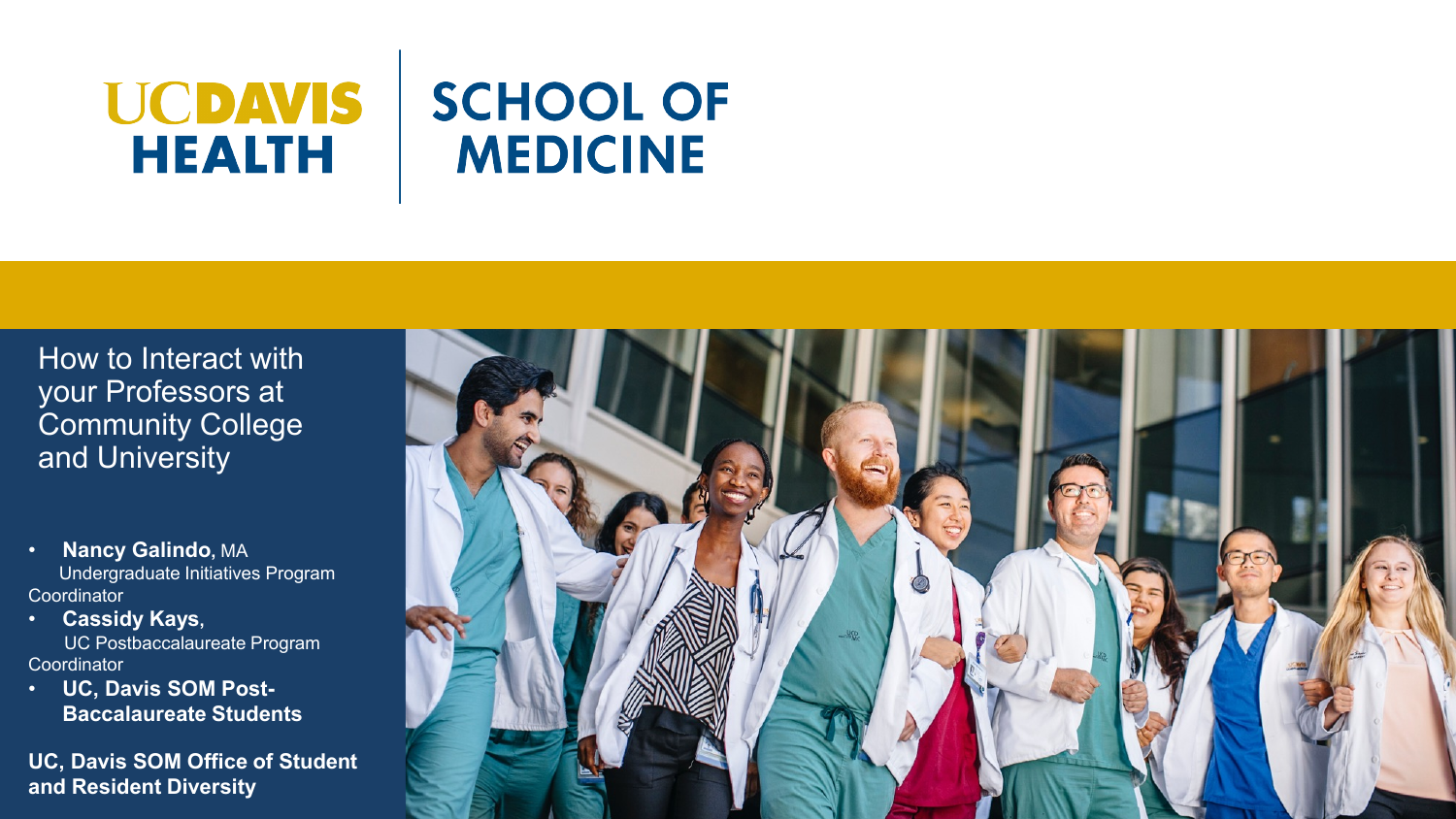# UCDAVIS HEALTH | SCHOOL OF MEDICINE

## How to Interact with your Professors at Community College and University

- **Nancy Galindo**, MA
  Undergraduate Initiatives Program Coordinator
- **Cassidy Kays**,
  UC Postbaccalaureate Program Coordinator
- **UC, Davis SOM Post-Baccalaureate Students**

**UC, Davis SOM Office of Student and Resident Diversity**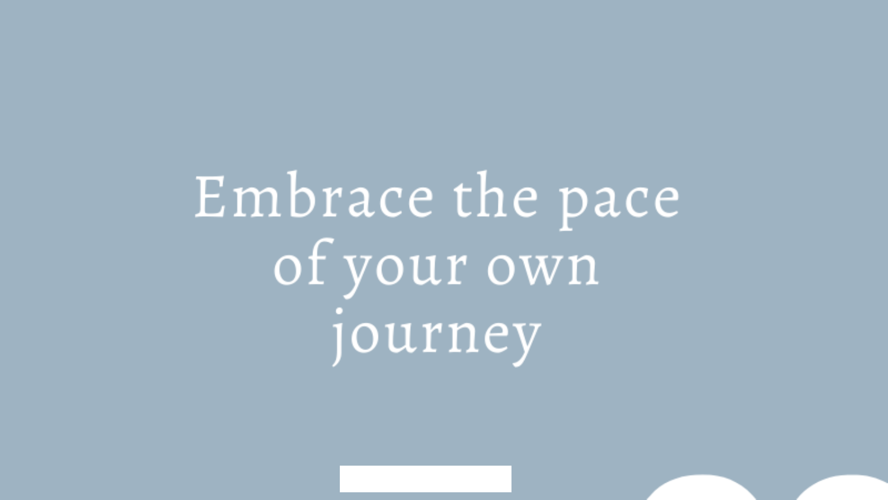# Embrace the pace of your own journey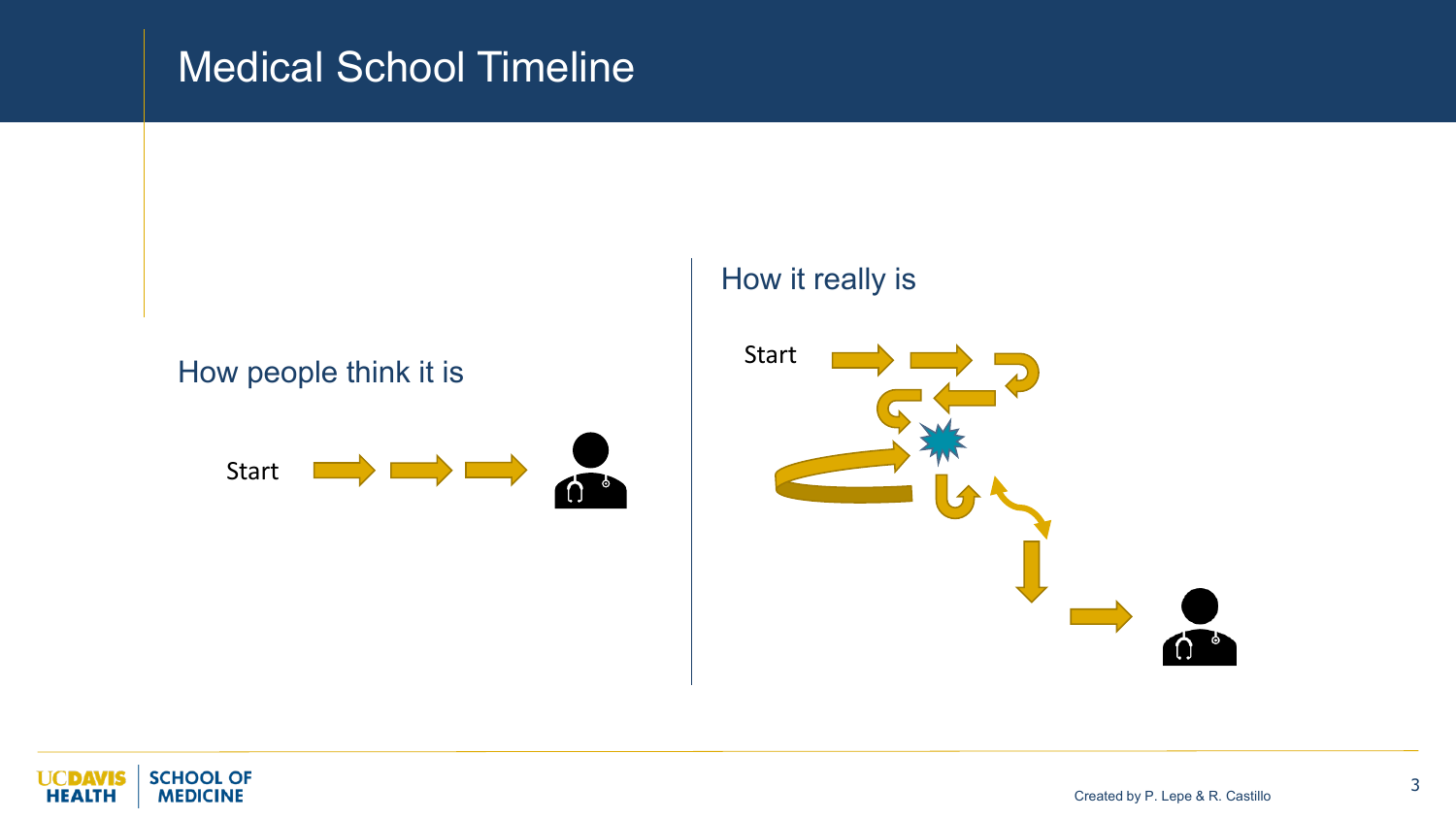# Medical School Timeline

## How people think it is

Start

## How it really is

Start

Created by P. Lepe & R. Castillo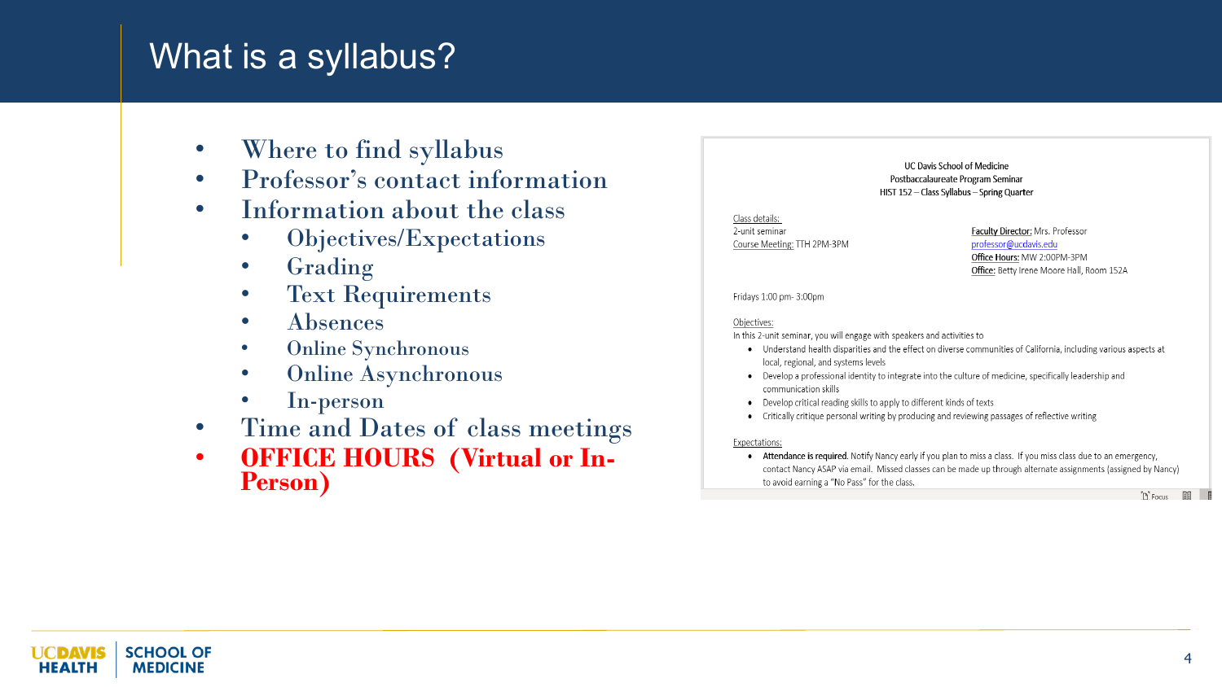# What is a syllabus?

- Where to find syllabus
- Professor's contact information
- Information about the class
  - Objectives/Expectations
  - Grading
  - Text Requirements
  - Absences
  - Online Synchronous
  - Online Asynchronous
  - In-person
- Time and Dates of class meetings
- **OFFICE HOURS (Virtual or In-Person)**

UC Davis School of Medicine
Postbaccalaureate Program Seminar
HIST 152 – Class Syllabus – Spring Quarter

Class details:
2-unit seminar
Course Meeting: TTH 2PM-3PM

Faculty Director: Mrs. Professor
professor@ucdavis.edu
Office Hours: MW 2:00PM-3PM
Office: Betty Irene Moore Hall, Room 152A

Fridays 1:00 pm- 3:00pm

Objectives:
In this 2-unit seminar, you will engage with speakers and activities to

- Understand health disparities and the effect on diverse communities of California, including various aspects at local, regional, and systems levels
- Develop a professional identity to integrate into the culture of medicine, specifically leadership and communication skills
- Develop critical reading skills to apply to different kinds of texts
- Critically critique personal writing by producing and reviewing passages of reflective writing

Expectations:

- **Attendance is required.** Notify Nancy early if you plan to miss a class. If you miss class due to an emergency, contact Nancy ASAP via email. Missed classes can be made up through alternate assignments (assigned by Nancy) to avoid earning a "No Pass" for the class.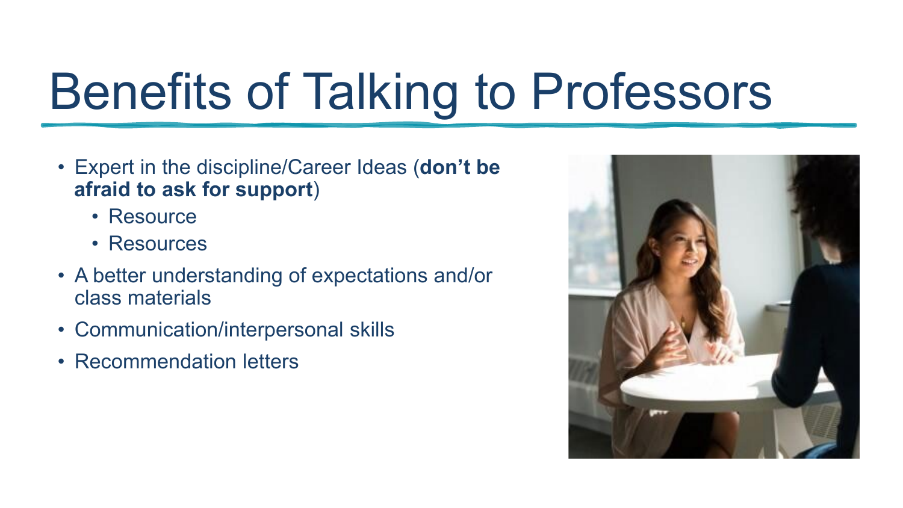# Benefits of Talking to Professors

- Expert in the discipline/Career Ideas (**don't be afraid to ask for support**)
  - Resource
  - Resources
- A better understanding of expectations and/or class materials
- Communication/interpersonal skills
- Recommendation letters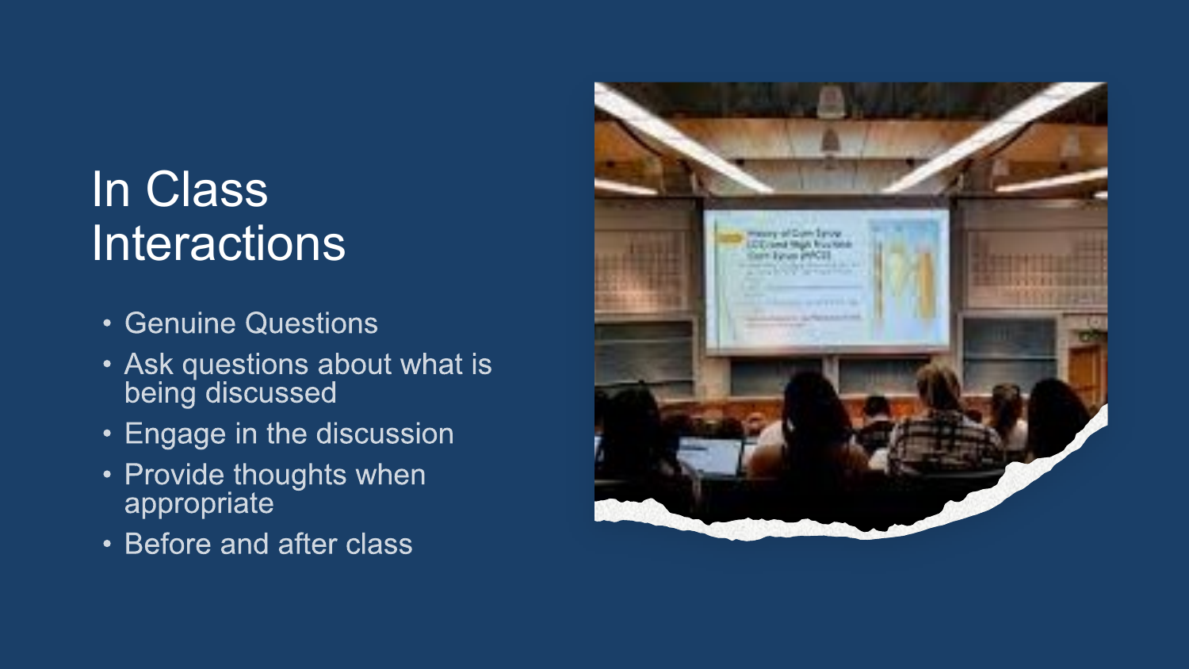# In Class Interactions

- Genuine Questions
- Ask questions about what is being discussed
- Engage in the discussion
- Provide thoughts when appropriate
- Before and after class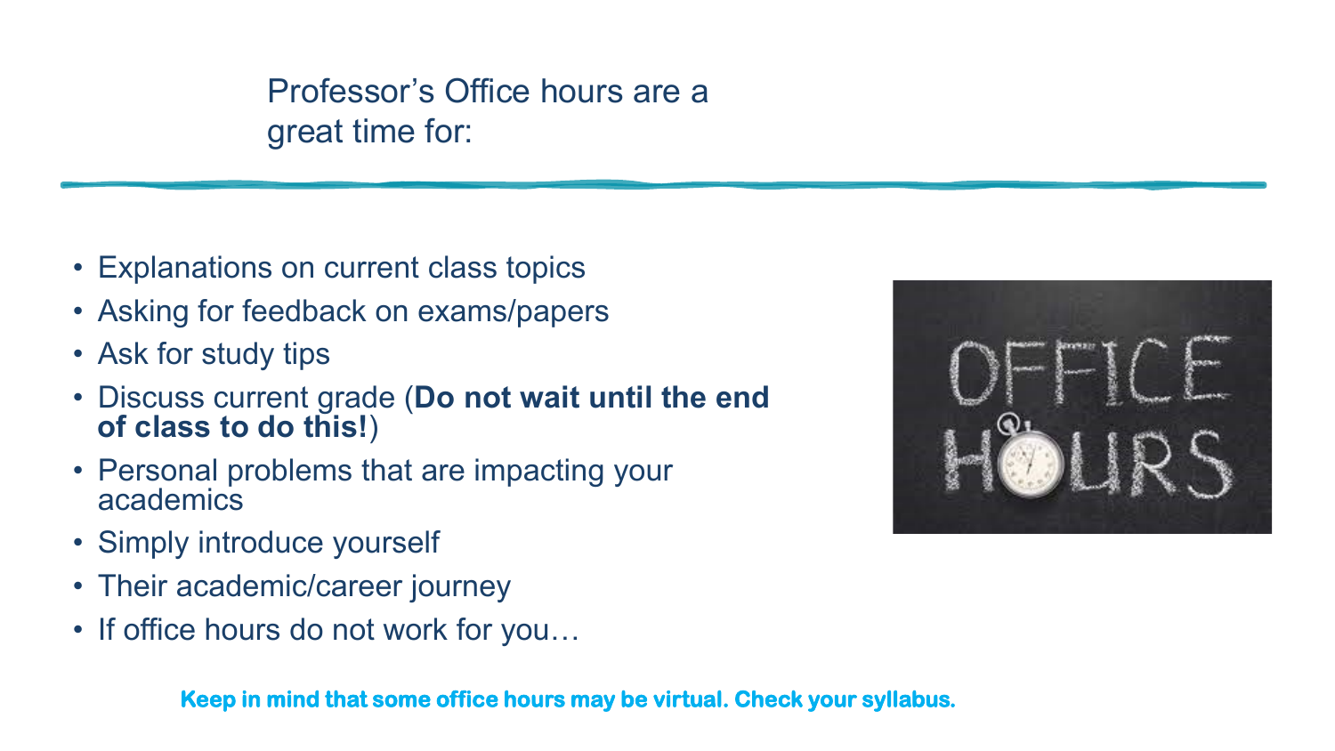## Professor's Office hours are a great time for:

- Explanations on current class topics
- Asking for feedback on exams/papers
- Ask for study tips
- Discuss current grade (**Do not wait until the end of class to do this!**)
- Personal problems that are impacting your academics
- Simply introduce yourself
- Their academic/career journey
- If office hours do not work for you…

**Keep in mind that some office hours may be virtual. Check your syllabus.**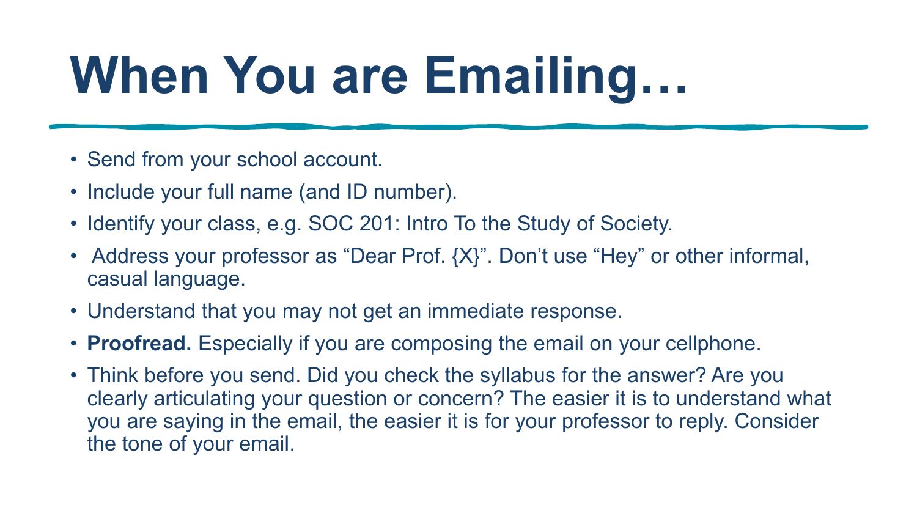# When You are Emailing…

- Send from your school account.
- Include your full name (and ID number).
- Identify your class, e.g. SOC 201: Intro To the Study of Society.
- Address your professor as "Dear Prof. {X}". Don't use "Hey" or other informal, casual language.
- Understand that you may not get an immediate response.
- **Proofread.** Especially if you are composing the email on your cellphone.
- Think before you send. Did you check the syllabus for the answer? Are you clearly articulating your question or concern? The easier it is to understand what you are saying in the email, the easier it is for your professor to reply. Consider the tone of your email.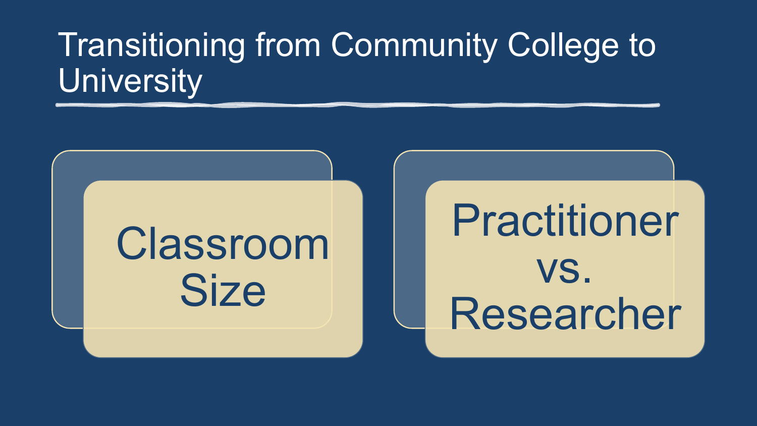# Transitioning from Community College to University

- Classroom Size
- Practitioner vs. Researcher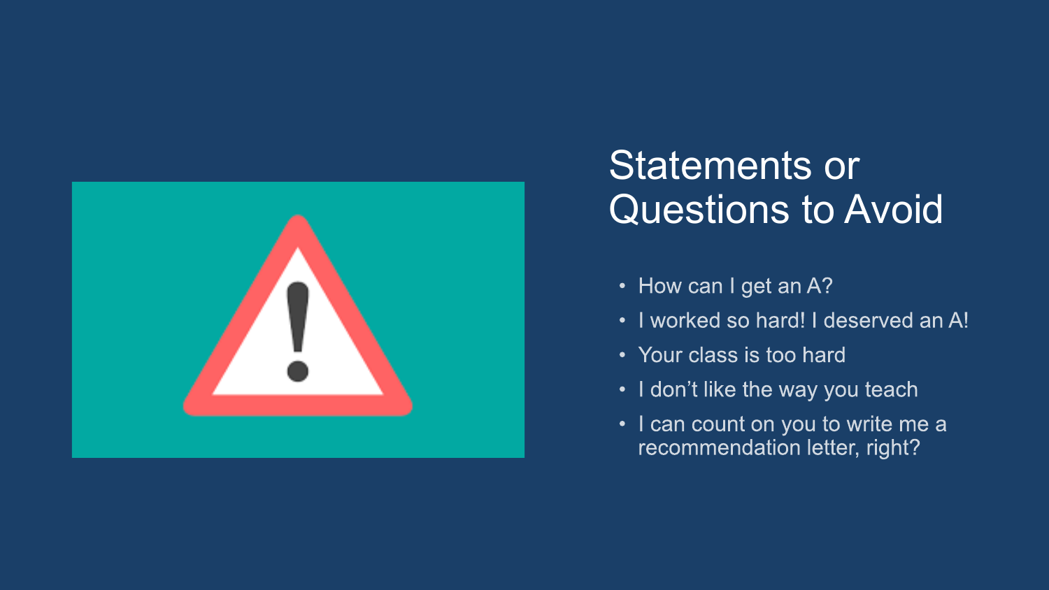# Statements or Questions to Avoid

- How can I get an A?
- I worked so hard! I deserved an A!
- Your class is too hard
- I don't like the way you teach
- I can count on you to write me a recommendation letter, right?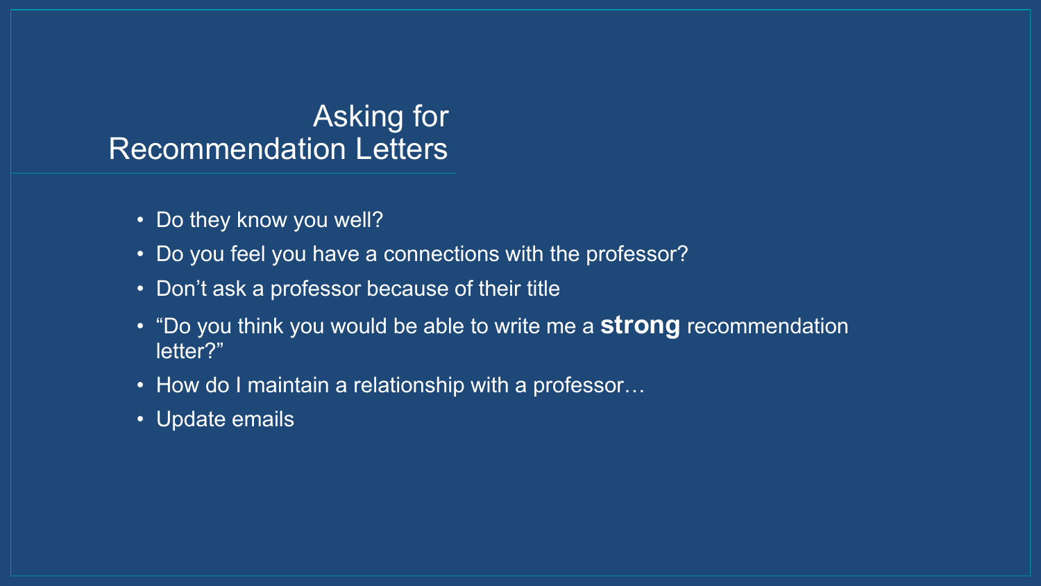# Asking for Recommendation Letters

- Do they know you well?
- Do you feel you have a connections with the professor?
- Don't ask a professor because of their title
- "Do you think you would be able to write me a **strong** recommendation letter?"
- How do I maintain a relationship with a professor…
- Update emails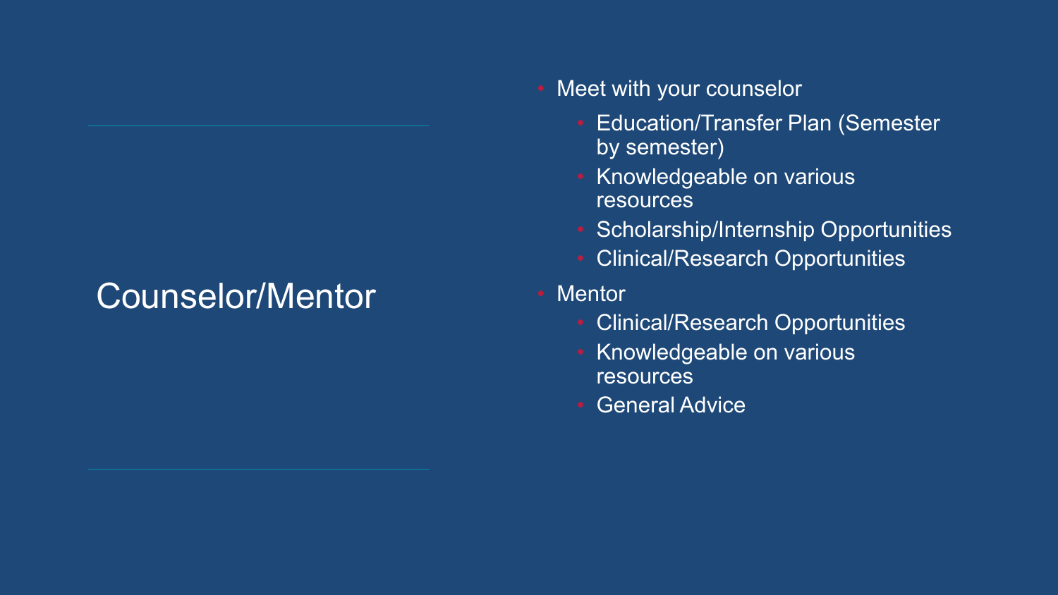# Counselor/Mentor

- Meet with your counselor
  - Education/Transfer Plan (Semester by semester)
  - Knowledgeable on various resources
  - Scholarship/Internship Opportunities
  - Clinical/Research Opportunities
- Mentor
  - Clinical/Research Opportunities
  - Knowledgeable on various resources
  - General Advice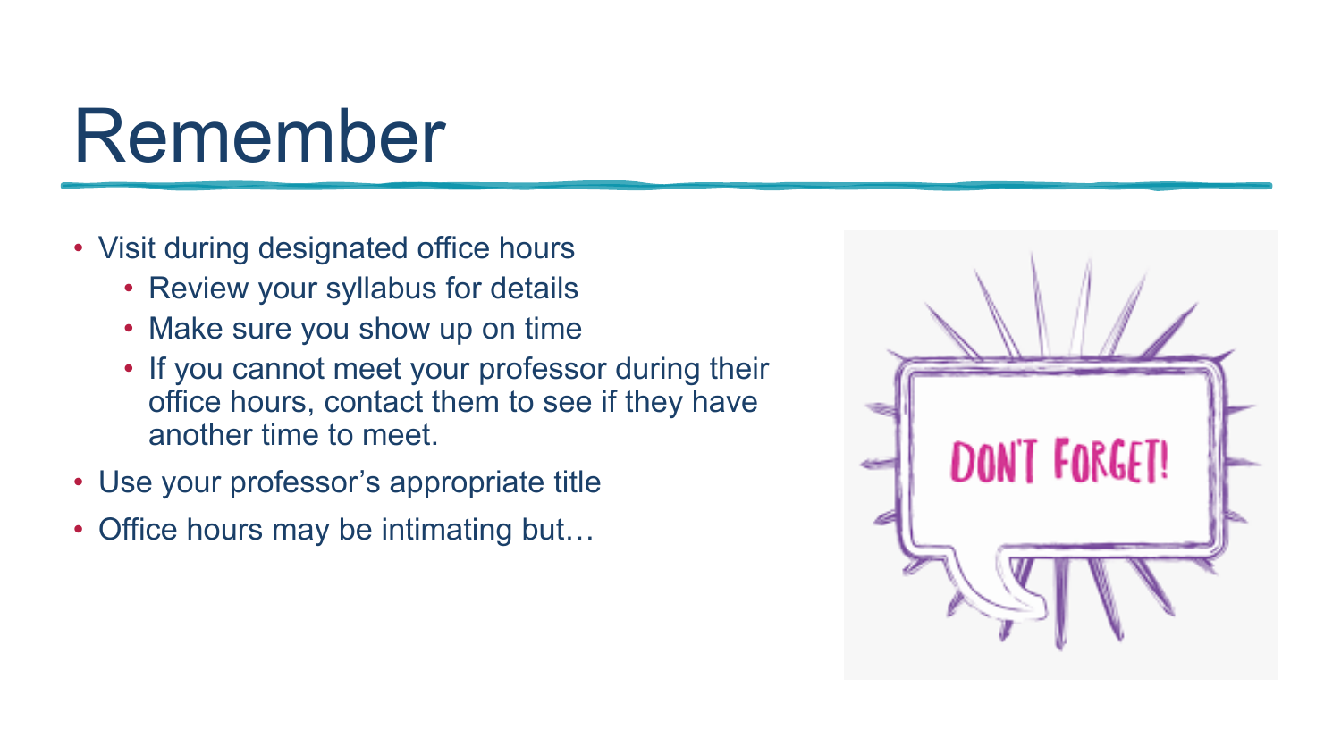# Remember

- Visit during designated office hours
  - Review your syllabus for details
  - Make sure you show up on time
  - If you cannot meet your professor during their office hours, contact them to see if they have another time to meet.
- Use your professor's appropriate title
- Office hours may be intimating but…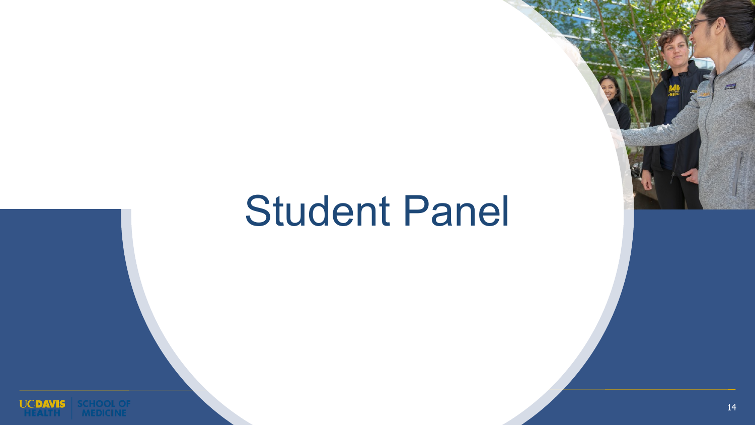# Student Panel